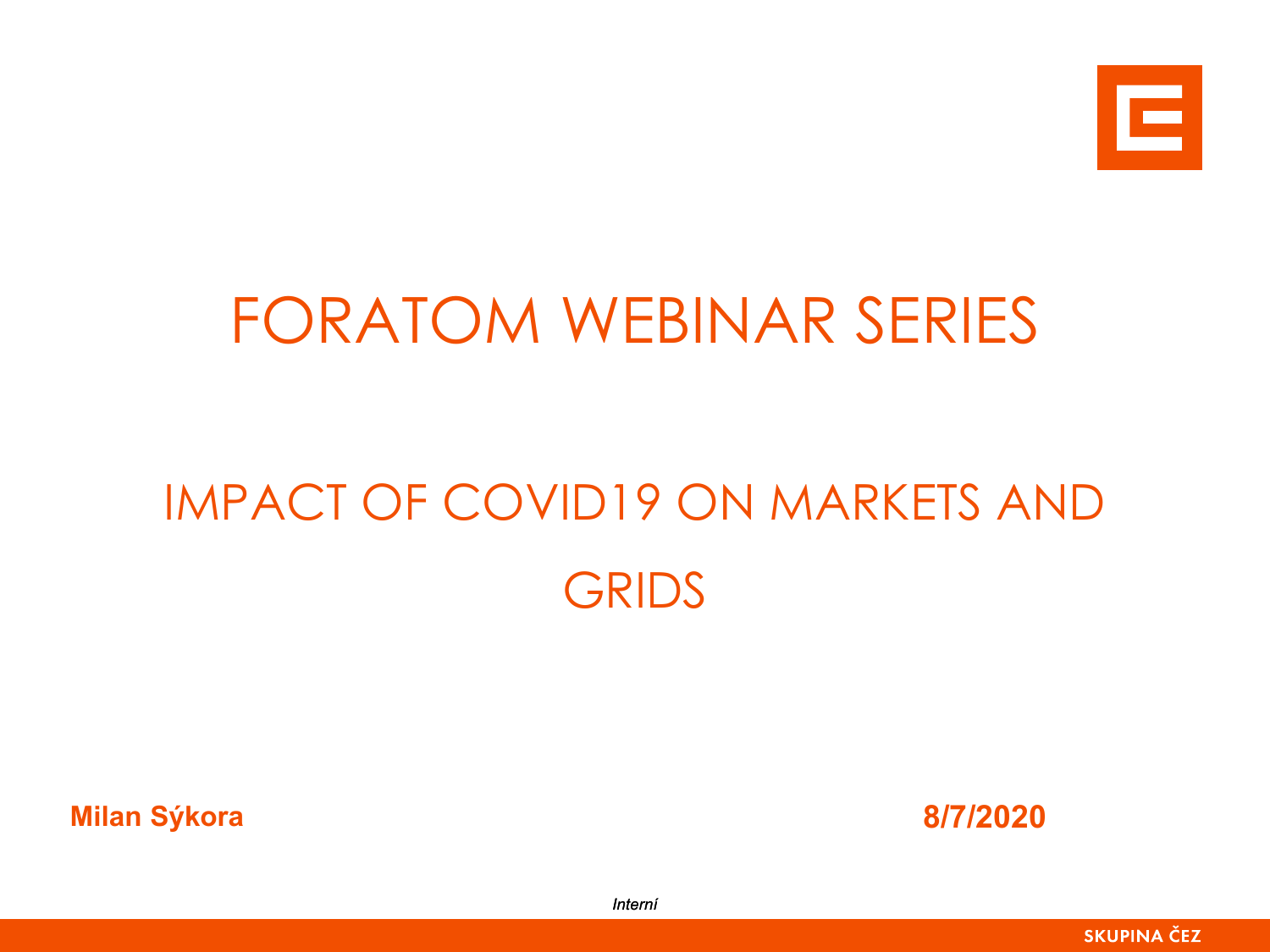# FORATOM WEBINAR SERIES

## IMPACT OF COVID19 ON MARKETS AND GRIDS

**Milan Sýkora**

**8/7/2020**

*Interní*

SKUPINA ČEZ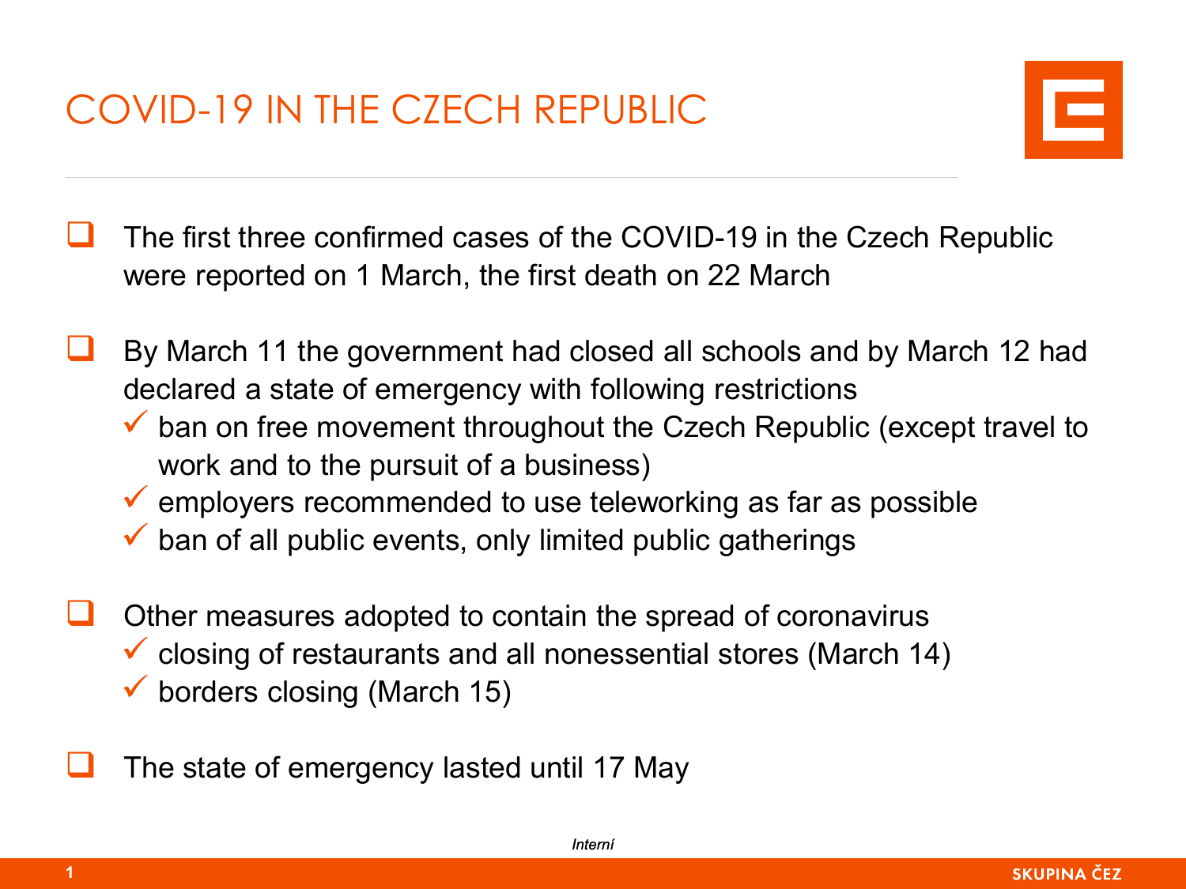# COVID-19 IN THE CZECH REPUBLIC

- The first three confirmed cases of the COVID-19 in the Czech Republic were reported on 1 March, the first death on 22 March

- By March 11 the government had closed all schools and by March 12 had declared a state of emergency with following restrictions
  - ban on free movement throughout the Czech Republic (except travel to work and to the pursuit of a business)
  - employers recommended to use teleworking as far as possible
  - ban of all public events, only limited public gatherings

- Other measures adopted to contain the spread of coronavirus
  - closing of restaurants and all nonessential stores (March 14)
  - borders closing (March 15)

- The state of emergency lasted until 17 May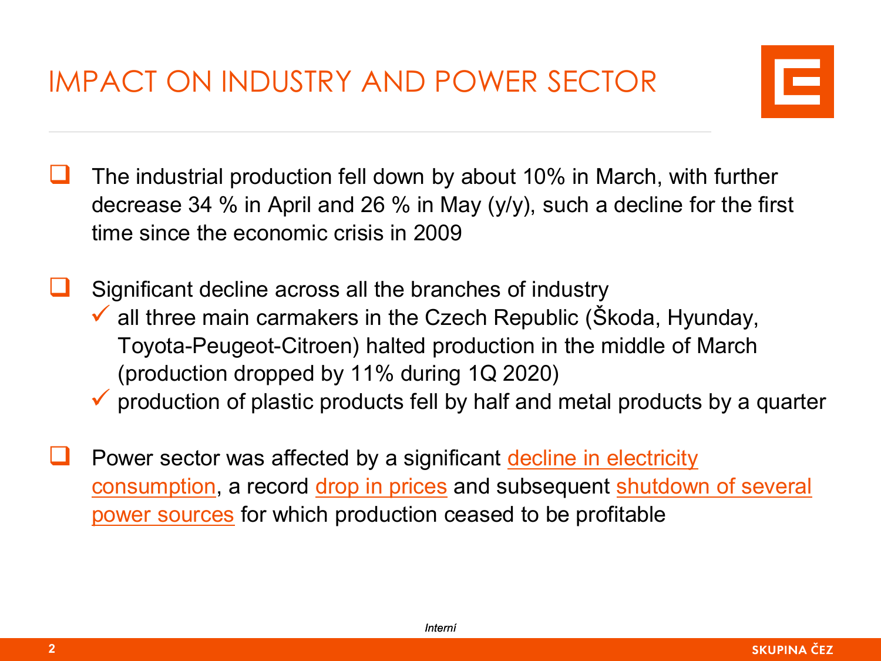# IMPACT ON INDUSTRY AND POWER SECTOR

- The industrial production fell down by about 10% in March, with further decrease 34 % in April and 26 % in May (y/y), such a decline for the first time since the economic crisis in 2009

- Significant decline across all the branches of industry
  - all three main carmakers in the Czech Republic (Škoda, Hyunday, Toyota-Peugeot-Citroen) halted production in the middle of March (production dropped by 11% during 1Q 2020)
  - production of plastic products fell by half and metal products by a quarter

- Power sector was affected by a significant decline in electricity consumption, a record drop in prices and subsequent shutdown of several power sources for which production ceased to be profitable

*Interní*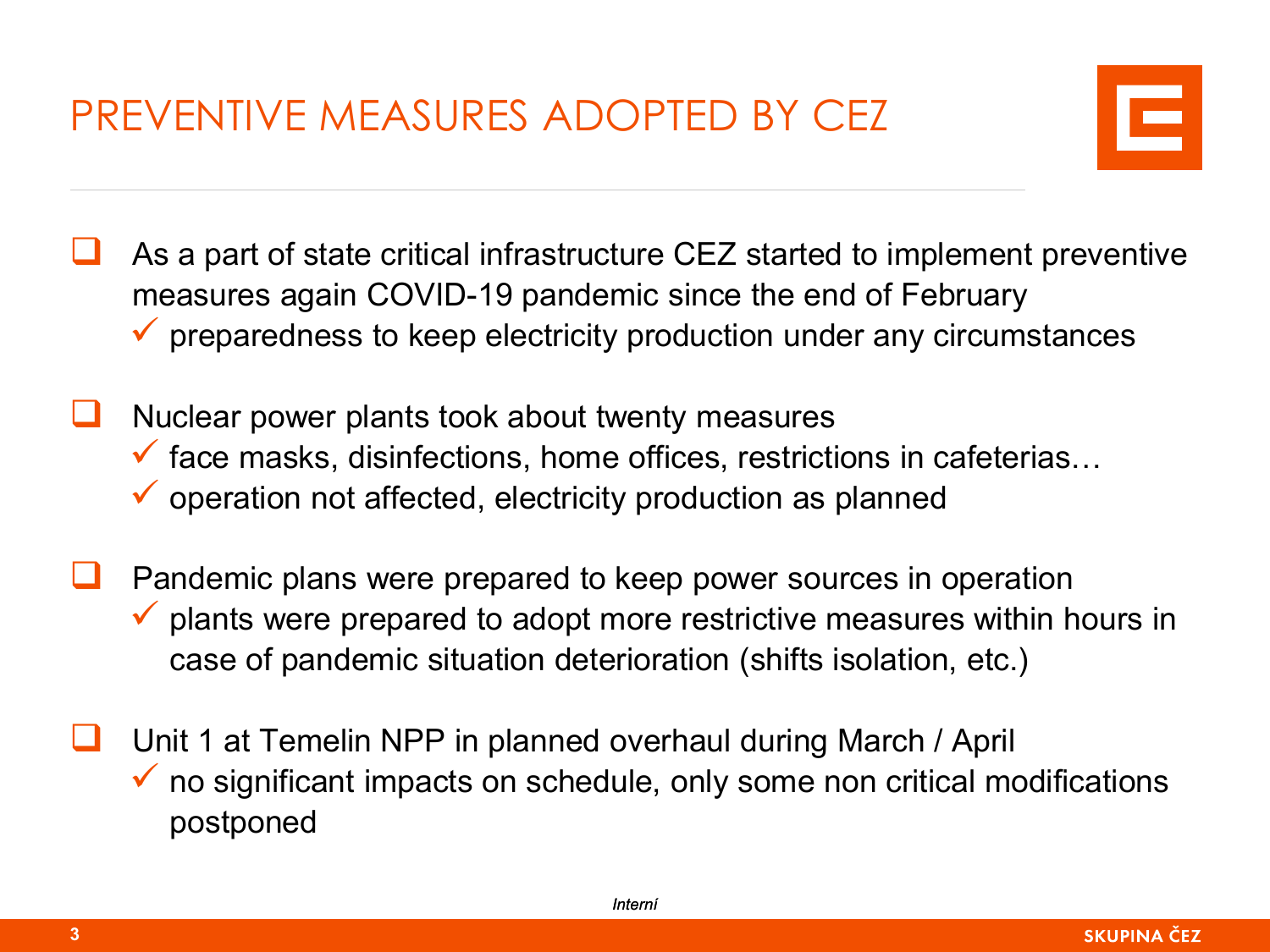# PREVENTIVE MEASURES ADOPTED BY CEZ

- As a part of state critical infrastructure CEZ started to implement preventive measures again COVID-19 pandemic since the end of February
  - ✓ preparedness to keep electricity production under any circumstances

- Nuclear power plants took about twenty measures
  - ✓ face masks, disinfections, home offices, restrictions in cafeterias…
  - ✓ operation not affected, electricity production as planned

- Pandemic plans were prepared to keep power sources in operation
  - ✓ plants were prepared to adopt more restrictive measures within hours in case of pandemic situation deterioration (shifts isolation, etc.)

- Unit 1 at Temelin NPP in planned overhaul during March / April
  - ✓ no significant impacts on schedule, only some non critical modifications postponed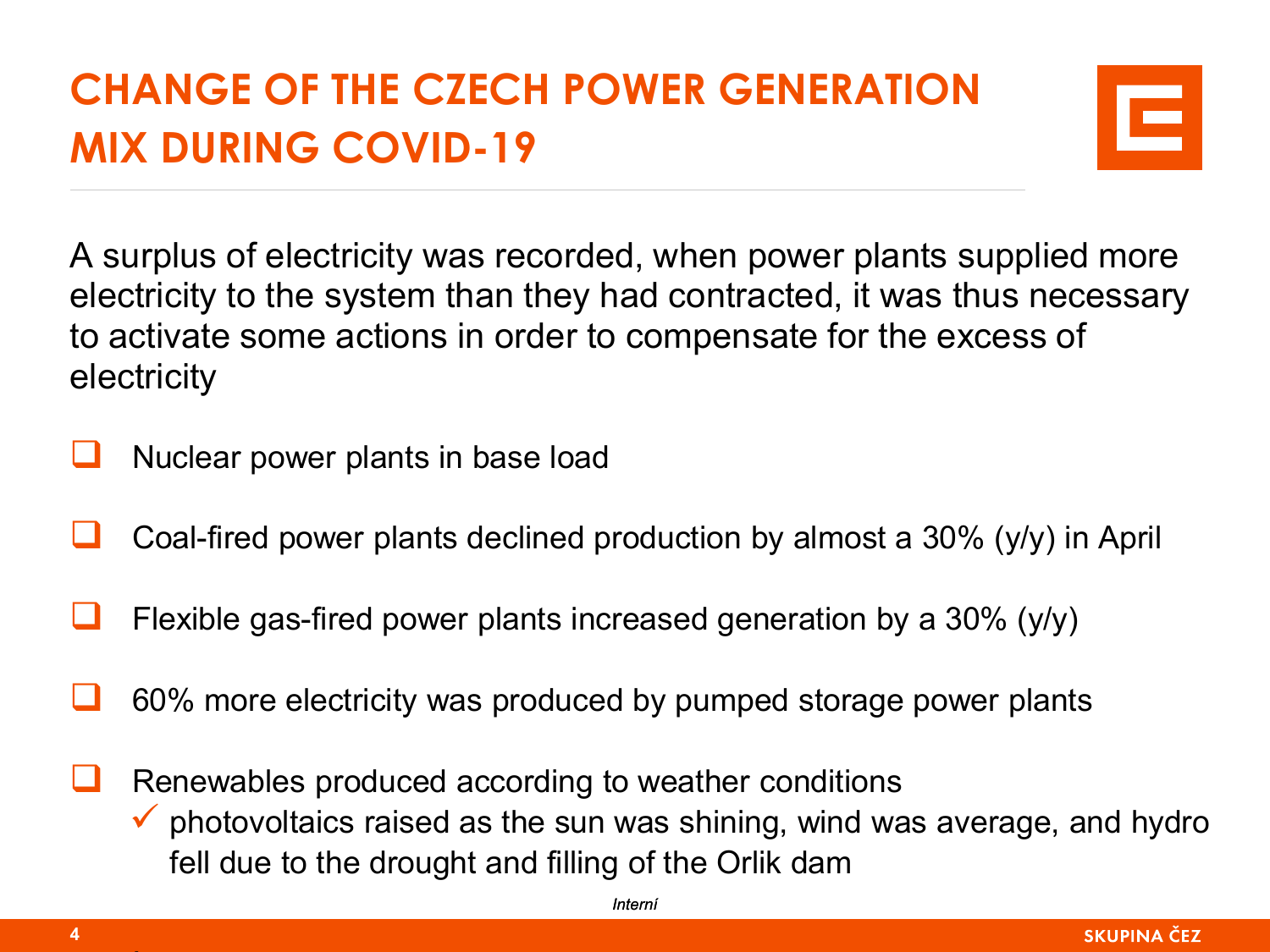# CHANGE OF THE CZECH POWER GENERATION MIX DURING COVID-19

A surplus of electricity was recorded, when power plants supplied more electricity to the system than they had contracted, it was thus necessary to activate some actions in order to compensate for the excess of electricity

- Nuclear power plants in base load
- Coal-fired power plants declined production by almost a 30% (y/y) in April
- Flexible gas-fired power plants increased generation by a 30% (y/y)
- 60% more electricity was produced by pumped storage power plants
- Renewables produced according to weather conditions
  - ✓ photovoltaics raised as the sun was shining, wind was average, and hydro fell due to the drought and filling of the Orlik dam

*Interní*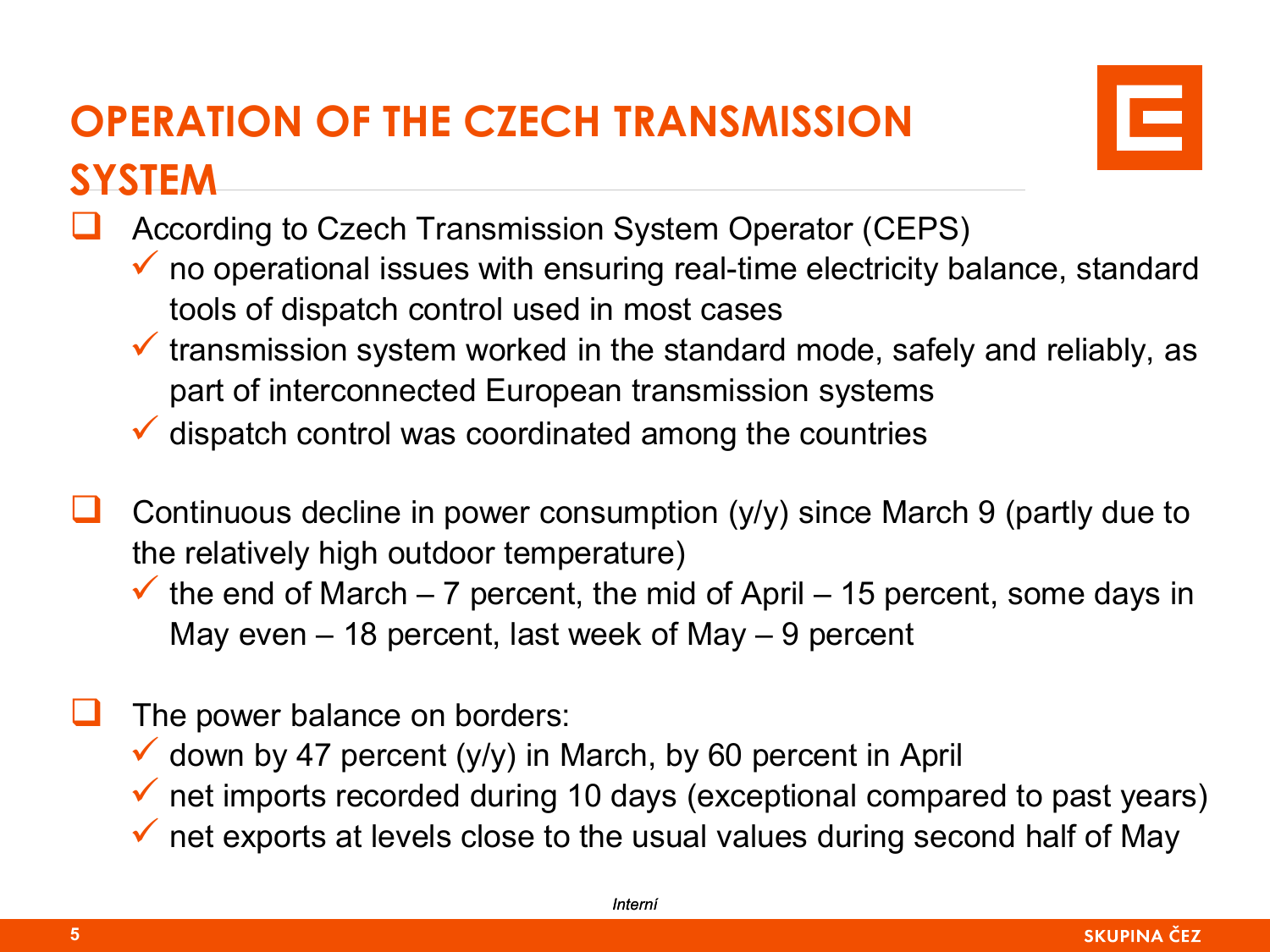# OPERATION OF THE CZECH TRANSMISSION SYSTEM

- According to Czech Transmission System Operator (CEPS)
  - ✓ no operational issues with ensuring real-time electricity balance, standard tools of dispatch control used in most cases
  - ✓ transmission system worked in the standard mode, safely and reliably, as part of interconnected European transmission systems
  - ✓ dispatch control was coordinated among the countries

- Continuous decline in power consumption (y/y) since March 9 (partly due to the relatively high outdoor temperature)
  - ✓ the end of March – 7 percent, the mid of April – 15 percent, some days in May even – 18 percent, last week of May – 9 percent

- The power balance on borders:
  - ✓ down by 47 percent (y/y) in March, by 60 percent in April
  - ✓ net imports recorded during 10 days (exceptional compared to past years)
  - ✓ net exports at levels close to the usual values during second half of May

*Interní*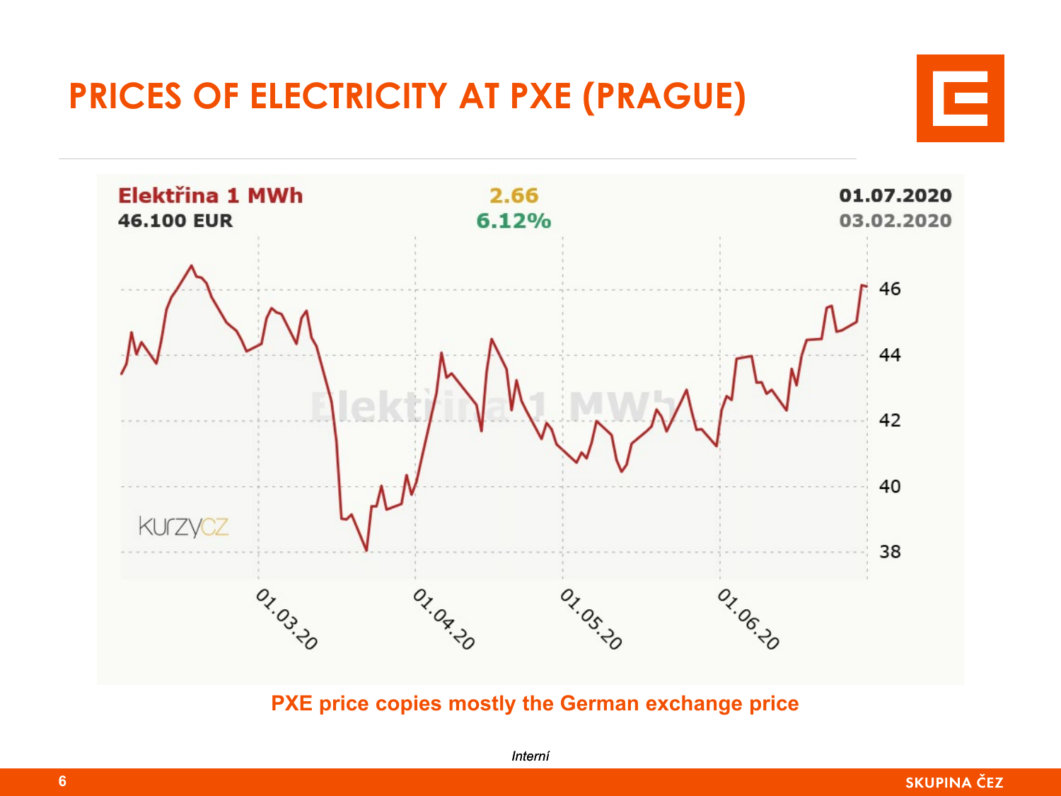# PRICES OF ELECTRICITY AT PXE (PRAGUE)

Elektřina 1 MWh
46.100 EUR

2.66
6.12%

01.07.2020
03.02.2020

**PXE price copies mostly the German exchange price**

*Interní*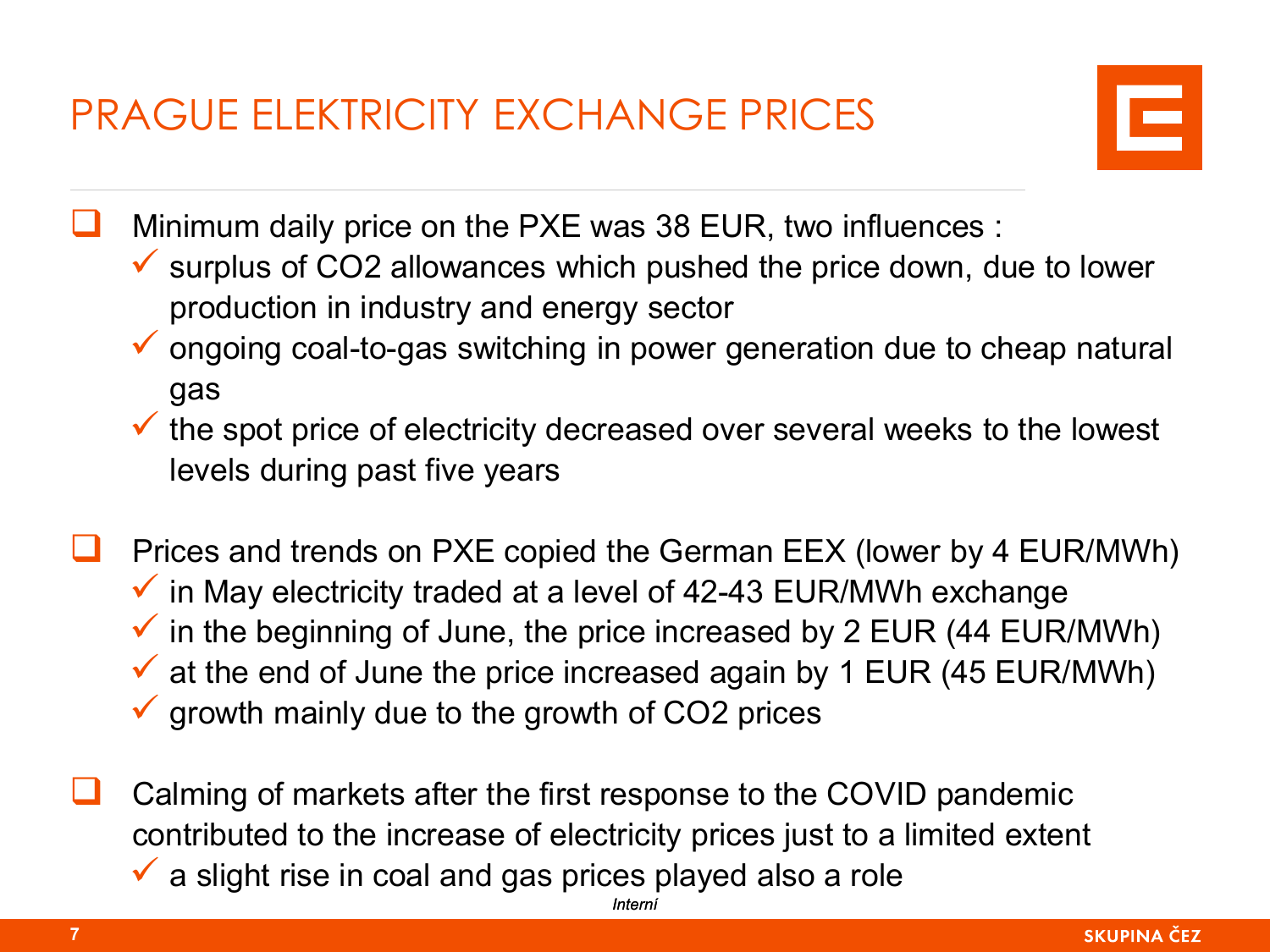# PRAGUE ELEKTRICITY EXCHANGE PRICES

- Minimum daily price on the PXE was 38 EUR, two influences :
  - surplus of $CO_2$ allowances which pushed the price down, due to lower production in industry and energy sector
  - ongoing coal-to-gas switching in power generation due to cheap natural gas
  - the spot price of electricity decreased over several weeks to the lowest levels during past five years

- Prices and trends on PXE copied the German EEX (lower by 4 EUR/MWh)
  - in May electricity traded at a level of 42-43 EUR/MWh exchange
  - in the beginning of June, the price increased by 2 EUR (44 EUR/MWh)
  - at the end of June the price increased again by 1 EUR (45 EUR/MWh)
  - growth mainly due to the growth of $CO_2$ prices

- Calming of markets after the first response to the COVID pandemic contributed to the increase of electricity prices just to a limited extent
  - a slight rise in coal and gas prices played also a role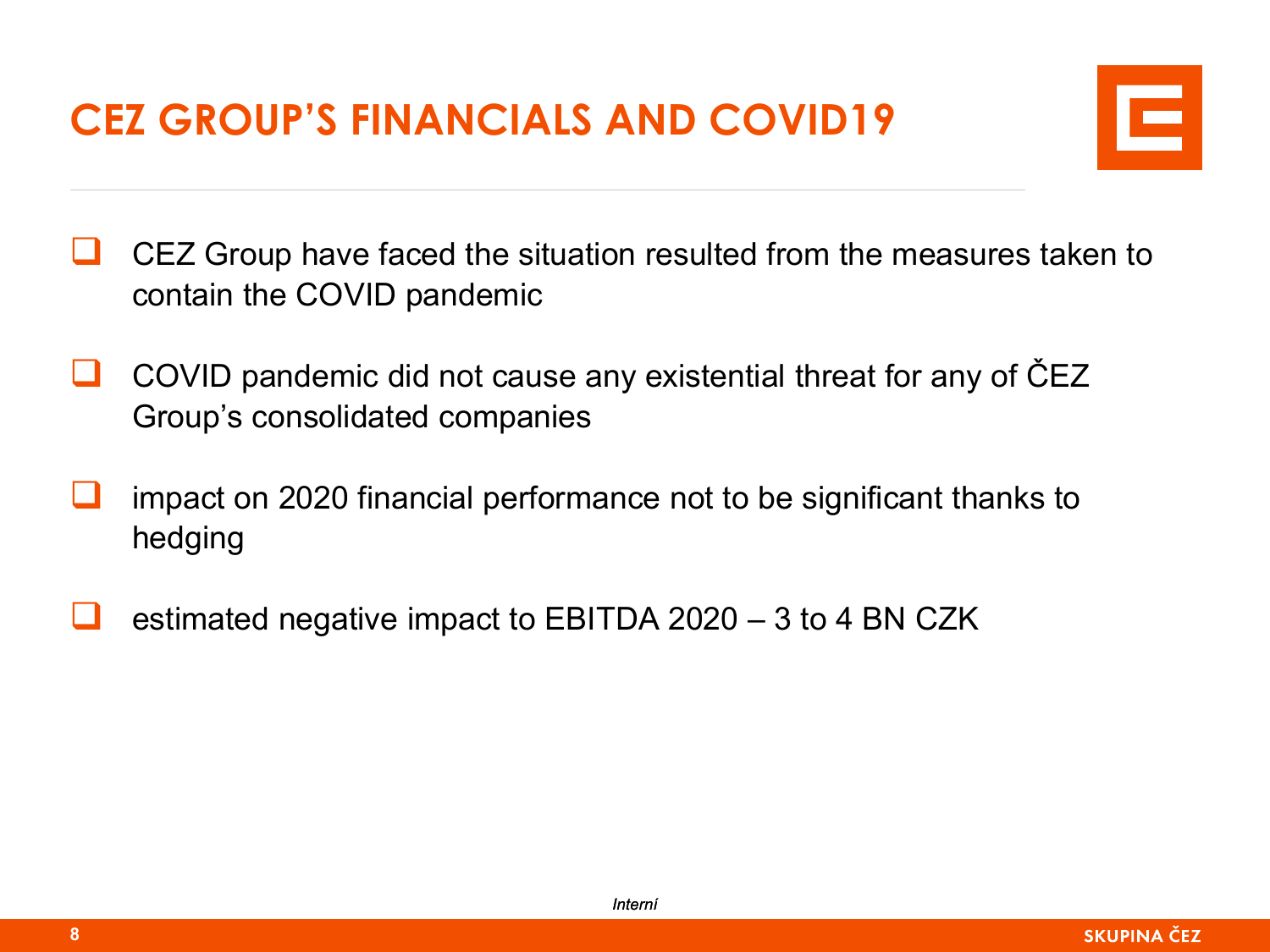# CEZ GROUP'S FINANCIALS AND COVID19

- CEZ Group have faced the situation resulted from the measures taken to contain the COVID pandemic
- COVID pandemic did not cause any existential threat for any of ČEZ Group's consolidated companies
- impact on 2020 financial performance not to be significant thanks to hedging
- estimated negative impact to EBITDA 2020 – 3 to 4 BN CZK